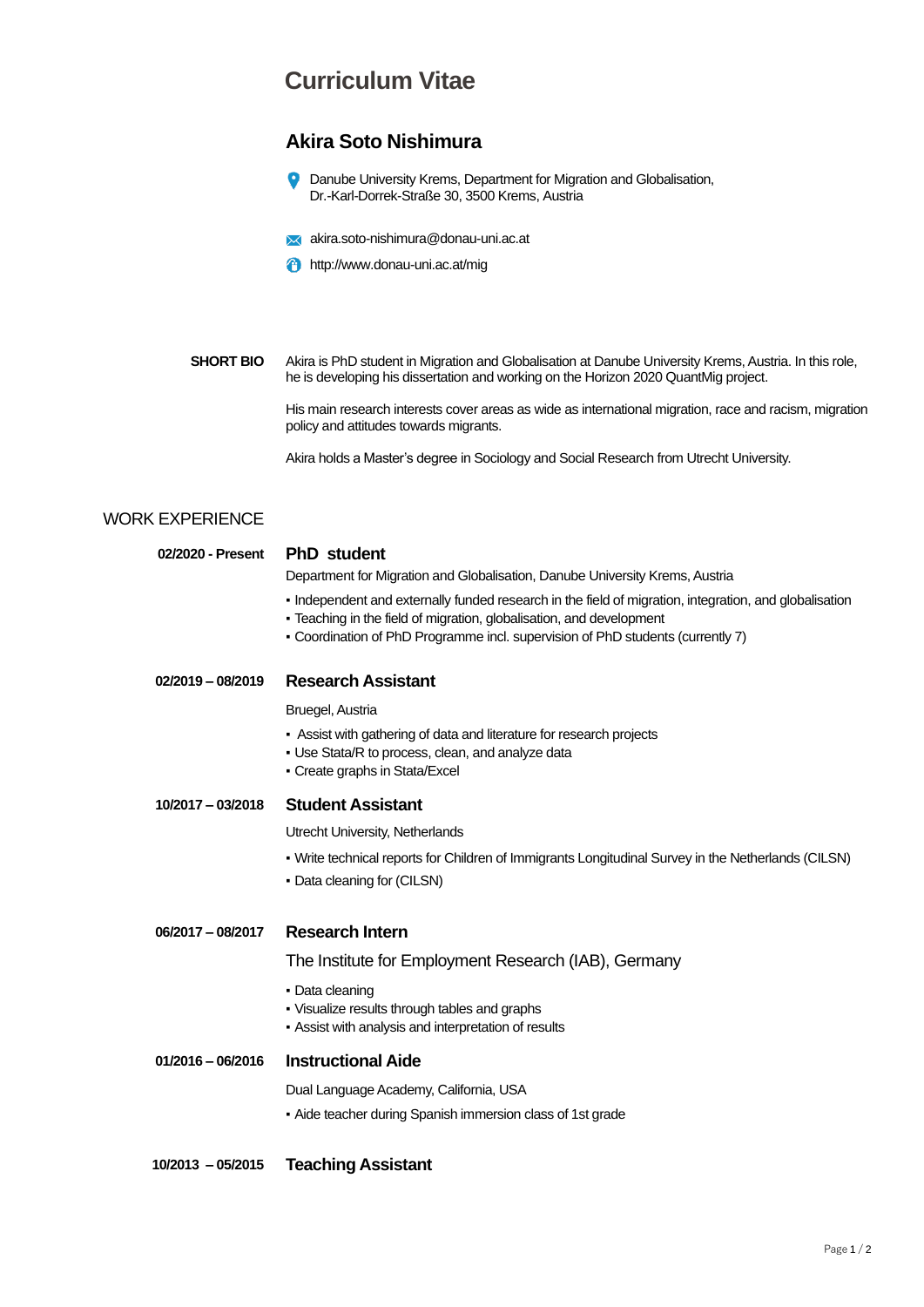# Curriculum Vitae

## Akira Soto Nishimura

Danube University Krems, Department for Migration and Globalisation,
Dr.-Karl-Dorrek-Straße 30, 3500 Krems, Austria

akira.soto-nishimura@donau-uni.ac.at

http://www.donau-uni.ac.at/mig

**SHORT BIO**

Akira is PhD student in Migration and Globalisation at Danube University Krems, Austria. In this role, he is developing his dissertation and working on the Horizon 2020 QuantMig project.

His main research interests cover areas as wide as international migration, race and racism, migration policy and attitudes towards migrants.

Akira holds a Master's degree in Sociology and Social Research from Utrecht University.

## WORK EXPERIENCE

**02/2020 - Present**

### PhD student

Department for Migration and Globalisation, Danube University Krems, Austria

- Independent and externally funded research in the field of migration, integration, and globalisation
- Teaching in the field of migration, globalisation, and development
- Coordination of PhD Programme incl. supervision of PhD students (currently 7)

**02/2019 – 08/2019**

### Research Assistant

Bruegel, Austria

- Assist with gathering of data and literature for research projects
- Use Stata/R to process, clean, and analyze data
- Create graphs in Stata/Excel

**10/2017 – 03/2018**

### Student Assistant

Utrecht University, Netherlands

- Write technical reports for Children of Immigrants Longitudinal Survey in the Netherlands (CILSN)
- Data cleaning for (CILSN)

**06/2017 – 08/2017**

### Research Intern

The Institute for Employment Research (IAB), Germany

- Data cleaning
- Visualize results through tables and graphs
- Assist with analysis and interpretation of results

**01/2016 – 06/2016**

### Instructional Aide

Dual Language Academy, California, USA

- Aide teacher during Spanish immersion class of 1st grade

**10/2013 – 05/2015**

### Teaching Assistant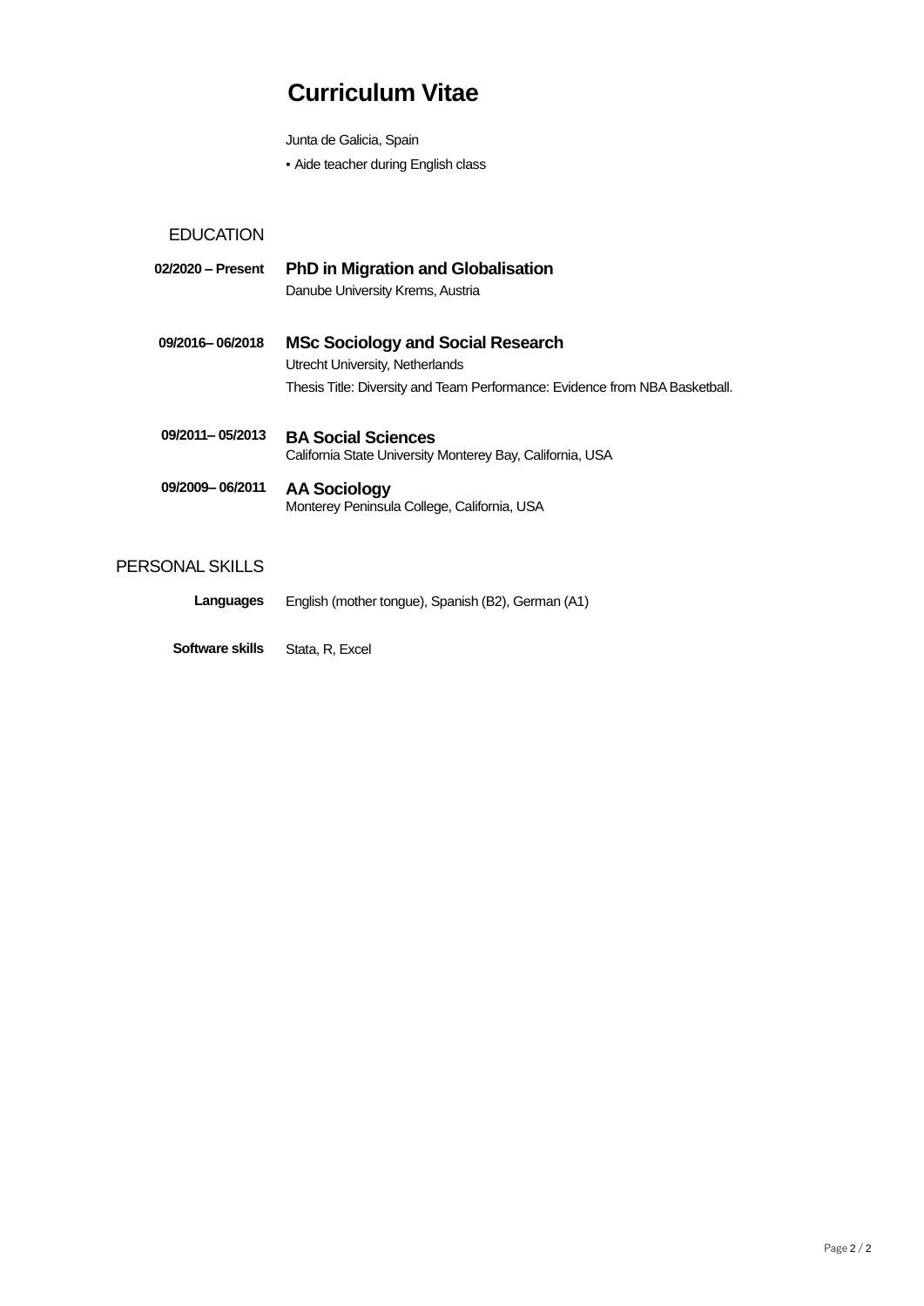# Curriculum Vitae

Junta de Galicia, Spain

- Aide teacher during English class

## EDUCATION

**02/2020 – Present**
**PhD in Migration and Globalisation**
Danube University Krems, Austria

**09/2016– 06/2018**
**MSc Sociology and Social Research**
Utrecht University, Netherlands
Thesis Title: Diversity and Team Performance: Evidence from NBA Basketball.

**09/2011– 05/2013**
**BA Social Sciences**
California State University Monterey Bay, California, USA

**09/2009– 06/2011**
**AA Sociology**
Monterey Peninsula College, California, USA

## PERSONAL SKILLS

**Languages** English (mother tongue), Spanish (B2), German (A1)

**Software skills** Stata, R, Excel